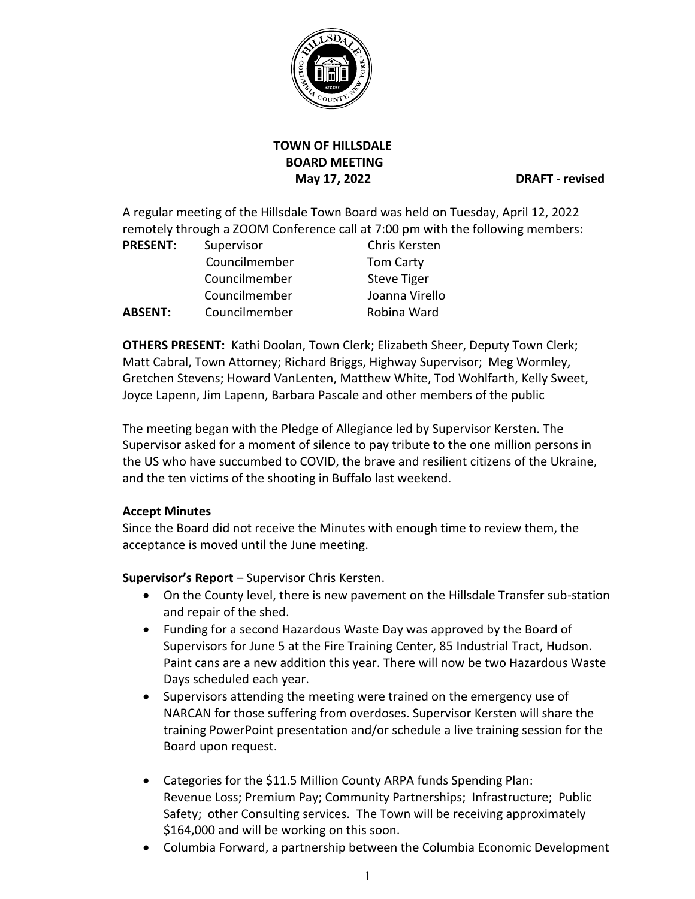**TOWN OF HILLSDALE**
**BOARD MEETING**
**May 17, 2022** **DRAFT - revised**

A regular meeting of the Hillsdale Town Board was held on Tuesday, April 12, 2022 remotely through a ZOOM Conference call at 7:00 pm with the following members:

| | | |
|---|---|---|
| **PRESENT:** | Supervisor | Chris Kersten |
| | Councilmember | Tom Carty |
| | Councilmember | Steve Tiger |
| | Councilmember | Joanna Virello |
| **ABSENT:** | Councilmember | Robina Ward |

**OTHERS PRESENT:** Kathi Doolan, Town Clerk; Elizabeth Sheer, Deputy Town Clerk; Matt Cabral, Town Attorney; Richard Briggs, Highway Supervisor; Meg Wormley, Gretchen Stevens; Howard VanLenten, Matthew White, Tod Wohlfarth, Kelly Sweet, Joyce Lapenn, Jim Lapenn, Barbara Pascale and other members of the public

The meeting began with the Pledge of Allegiance led by Supervisor Kersten. The Supervisor asked for a moment of silence to pay tribute to the one million persons in the US who have succumbed to COVID, the brave and resilient citizens of the Ukraine, and the ten victims of the shooting in Buffalo last weekend.

**Accept Minutes**

Since the Board did not receive the Minutes with enough time to review them, the acceptance is moved until the June meeting.

**Supervisor's Report** – Supervisor Chris Kersten.

- On the County level, there is new pavement on the Hillsdale Transfer sub-station and repair of the shed.
- Funding for a second Hazardous Waste Day was approved by the Board of Supervisors for June 5 at the Fire Training Center, 85 Industrial Tract, Hudson. Paint cans are a new addition this year. There will now be two Hazardous Waste Days scheduled each year.
- Supervisors attending the meeting were trained on the emergency use of NARCAN for those suffering from overdoses. Supervisor Kersten will share the training PowerPoint presentation and/or schedule a live training session for the Board upon request.
- Categories for the $11.5 Million County ARPA funds Spending Plan: Revenue Loss; Premium Pay; Community Partnerships; Infrastructure; Public Safety; other Consulting services. The Town will be receiving approximately $164,000 and will be working on this soon.
- Columbia Forward, a partnership between the Columbia Economic Development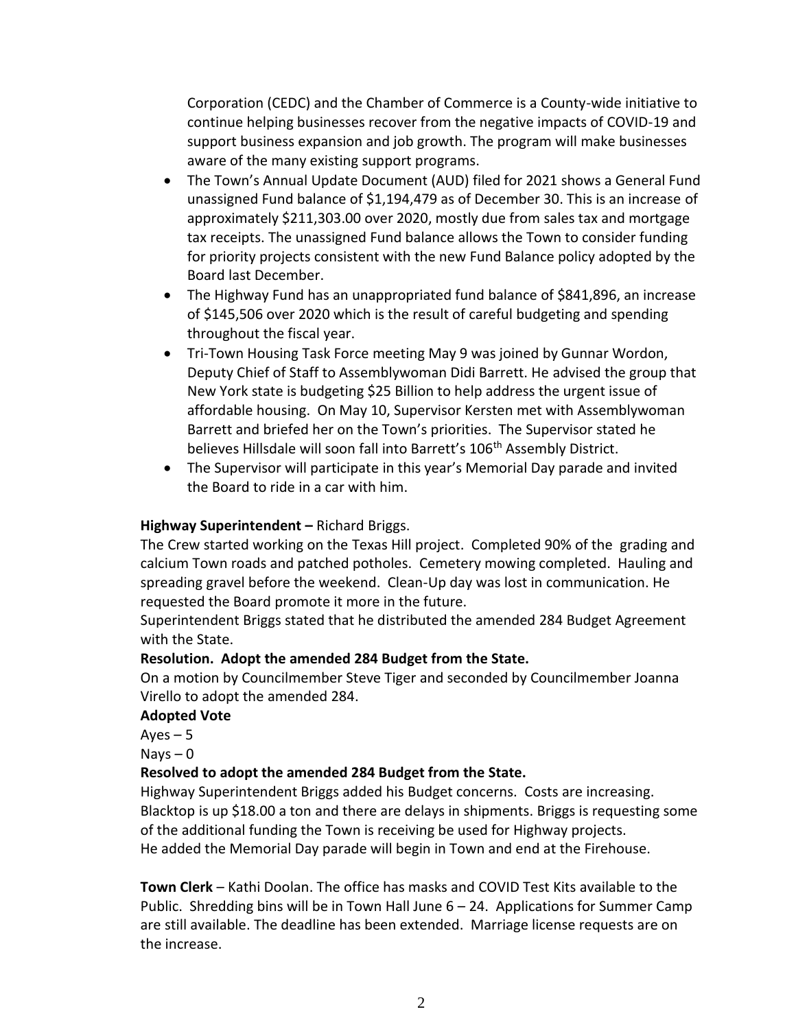Corporation (CEDC) and the Chamber of Commerce is a County-wide initiative to continue helping businesses recover from the negative impacts of COVID-19 and support business expansion and job growth. The program will make businesses aware of the many existing support programs.

- The Town's Annual Update Document (AUD) filed for 2021 shows a General Fund unassigned Fund balance of $1,194,479 as of December 30. This is an increase of approximately $211,303.00 over 2020, mostly due from sales tax and mortgage tax receipts. The unassigned Fund balance allows the Town to consider funding for priority projects consistent with the new Fund Balance policy adopted by the Board last December.
- The Highway Fund has an unappropriated fund balance of $841,896, an increase of $145,506 over 2020 which is the result of careful budgeting and spending throughout the fiscal year.
- Tri-Town Housing Task Force meeting May 9 was joined by Gunnar Wordon, Deputy Chief of Staff to Assemblywoman Didi Barrett. He advised the group that New York state is budgeting $25 Billion to help address the urgent issue of affordable housing. On May 10, Supervisor Kersten met with Assemblywoman Barrett and briefed her on the Town's priorities. The Supervisor stated he believes Hillsdale will soon fall into Barrett's 106th Assembly District.
- The Supervisor will participate in this year's Memorial Day parade and invited the Board to ride in a car with him.

**Highway Superintendent –** Richard Briggs.

The Crew started working on the Texas Hill project. Completed 90% of the grading and calcium Town roads and patched potholes. Cemetery mowing completed. Hauling and spreading gravel before the weekend. Clean-Up day was lost in communication. He requested the Board promote it more in the future.

Superintendent Briggs stated that he distributed the amended 284 Budget Agreement with the State.

**Resolution. Adopt the amended 284 Budget from the State.**

On a motion by Councilmember Steve Tiger and seconded by Councilmember Joanna Virello to adopt the amended 284.

**Adopted Vote**

Ayes – 5

Nays – 0

**Resolved to adopt the amended 284 Budget from the State.**

Highway Superintendent Briggs added his Budget concerns. Costs are increasing. Blacktop is up $18.00 a ton and there are delays in shipments. Briggs is requesting some of the additional funding the Town is receiving be used for Highway projects.

He added the Memorial Day parade will begin in Town and end at the Firehouse.

**Town Clerk** – Kathi Doolan. The office has masks and COVID Test Kits available to the Public. Shredding bins will be in Town Hall June 6 – 24. Applications for Summer Camp are still available. The deadline has been extended. Marriage license requests are on the increase.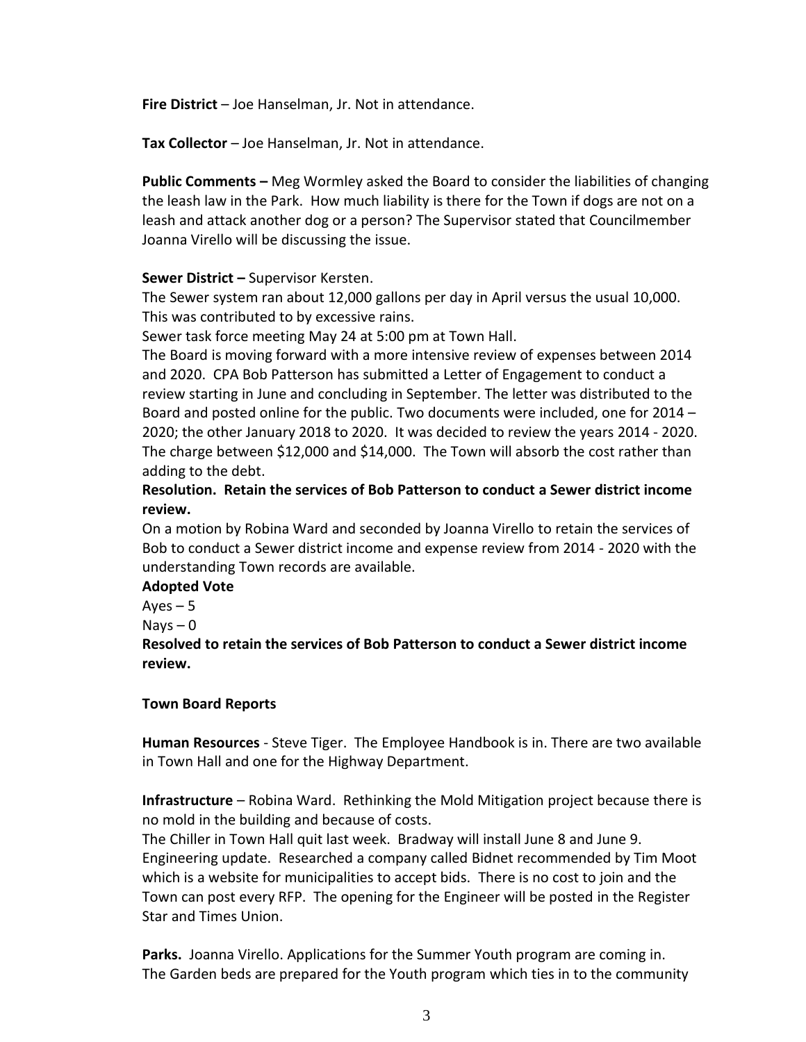**Fire District** – Joe Hanselman, Jr. Not in attendance.

**Tax Collector** – Joe Hanselman, Jr. Not in attendance.

**Public Comments –** Meg Wormley asked the Board to consider the liabilities of changing the leash law in the Park. How much liability is there for the Town if dogs are not on a leash and attack another dog or a person? The Supervisor stated that Councilmember Joanna Virello will be discussing the issue.

**Sewer District –** Supervisor Kersten.

The Sewer system ran about 12,000 gallons per day in April versus the usual 10,000. This was contributed to by excessive rains.

Sewer task force meeting May 24 at 5:00 pm at Town Hall.

The Board is moving forward with a more intensive review of expenses between 2014 and 2020. CPA Bob Patterson has submitted a Letter of Engagement to conduct a review starting in June and concluding in September. The letter was distributed to the Board and posted online for the public. Two documents were included, one for 2014 – 2020; the other January 2018 to 2020. It was decided to review the years 2014 - 2020. The charge between $12,000 and $14,000. The Town will absorb the cost rather than adding to the debt.

**Resolution. Retain the services of Bob Patterson to conduct a Sewer district income review.**

On a motion by Robina Ward and seconded by Joanna Virello to retain the services of Bob to conduct a Sewer district income and expense review from 2014 - 2020 with the understanding Town records are available.

**Adopted Vote**

Ayes – 5

Nays – 0

**Resolved to retain the services of Bob Patterson to conduct a Sewer district income review.**

**Town Board Reports**

**Human Resources** - Steve Tiger. The Employee Handbook is in. There are two available in Town Hall and one for the Highway Department.

**Infrastructure** – Robina Ward. Rethinking the Mold Mitigation project because there is no mold in the building and because of costs.

The Chiller in Town Hall quit last week. Bradway will install June 8 and June 9.

Engineering update. Researched a company called Bidnet recommended by Tim Moot which is a website for municipalities to accept bids. There is no cost to join and the Town can post every RFP. The opening for the Engineer will be posted in the Register Star and Times Union.

**Parks.** Joanna Virello. Applications for the Summer Youth program are coming in. The Garden beds are prepared for the Youth program which ties in to the community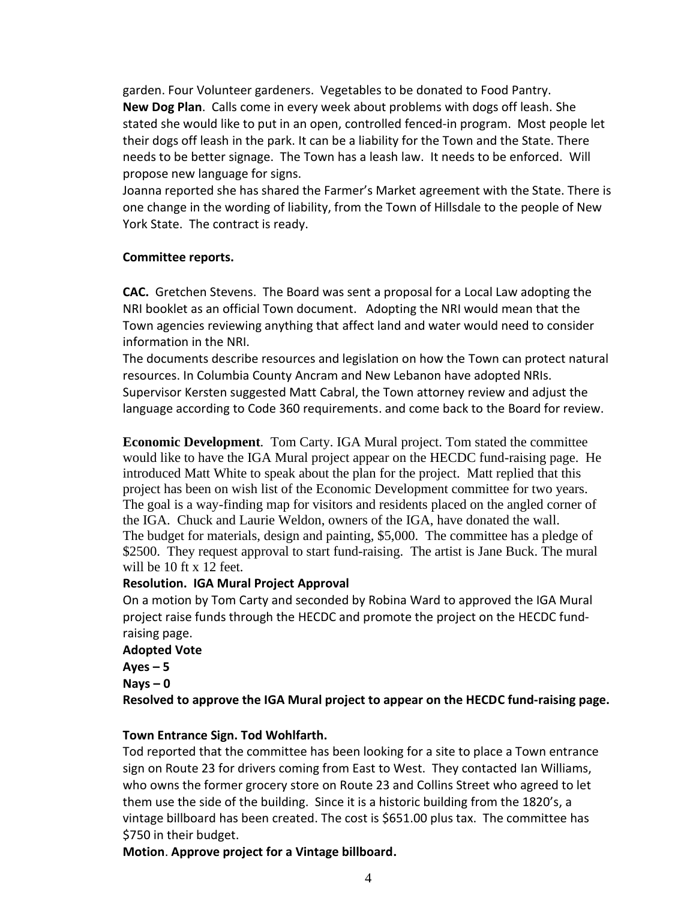garden. Four Volunteer gardeners. Vegetables to be donated to Food Pantry.
**New Dog Plan**. Calls come in every week about problems with dogs off leash. She stated she would like to put in an open, controlled fenced-in program. Most people let their dogs off leash in the park. It can be a liability for the Town and the State. There needs to be better signage. The Town has a leash law. It needs to be enforced. Will propose new language for signs.
Joanna reported she has shared the Farmer's Market agreement with the State. There is one change in the wording of liability, from the Town of Hillsdale to the people of New York State. The contract is ready.

**Committee reports.**

**CAC.** Gretchen Stevens. The Board was sent a proposal for a Local Law adopting the NRI booklet as an official Town document. Adopting the NRI would mean that the Town agencies reviewing anything that affect land and water would need to consider information in the NRI.
The documents describe resources and legislation on how the Town can protect natural resources. In Columbia County Ancram and New Lebanon have adopted NRIs.
Supervisor Kersten suggested Matt Cabral, the Town attorney review and adjust the language according to Code 360 requirements. and come back to the Board for review.

**Economic Development**. Tom Carty. IGA Mural project. Tom stated the committee would like to have the IGA Mural project appear on the HECDC fund-raising page. He introduced Matt White to speak about the plan for the project. Matt replied that this project has been on wish list of the Economic Development committee for two years. The goal is a way-finding map for visitors and residents placed on the angled corner of the IGA. Chuck and Laurie Weldon, owners of the IGA, have donated the wall.
The budget for materials, design and painting, $5,000. The committee has a pledge of $2500. They request approval to start fund-raising. The artist is Jane Buck. The mural will be 10 ft x 12 feet.

**Resolution. IGA Mural Project Approval**

On a motion by Tom Carty and seconded by Robina Ward to approved the IGA Mural project raise funds through the HECDC and promote the project on the HECDC fund-raising page.

**Adopted Vote**
**Ayes – 5**
**Nays – 0**
**Resolved to approve the IGA Mural project to appear on the HECDC fund-raising page.**

**Town Entrance Sign. Tod Wohlfarth.**

Tod reported that the committee has been looking for a site to place a Town entrance sign on Route 23 for drivers coming from East to West. They contacted Ian Williams, who owns the former grocery store on Route 23 and Collins Street who agreed to let them use the side of the building. Since it is a historic building from the 1820's, a vintage billboard has been created. The cost is $651.00 plus tax. The committee has $750 in their budget.

**Motion**. **Approve project for a Vintage billboard.**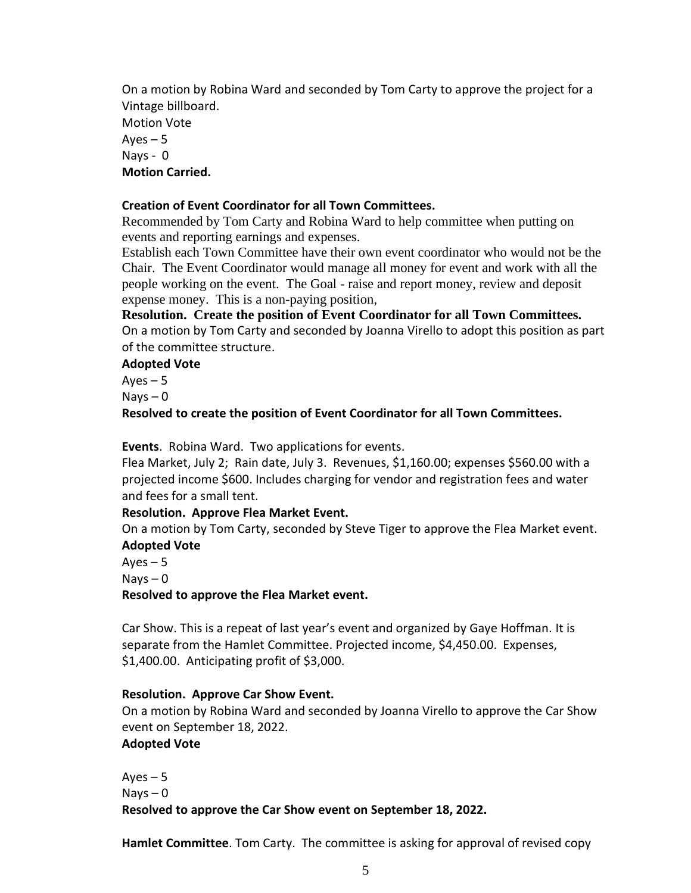On a motion by Robina Ward and seconded by Tom Carty to approve the project for a Vintage billboard.

Motion Vote

Ayes – 5

Nays - 0

**Motion Carried.**

**Creation of Event Coordinator for all Town Committees.**

Recommended by Tom Carty and Robina Ward to help committee when putting on events and reporting earnings and expenses.

Establish each Town Committee have their own event coordinator who would not be the Chair. The Event Coordinator would manage all money for event and work with all the people working on the event. The Goal - raise and report money, review and deposit expense money. This is a non-paying position,

**Resolution. Create the position of Event Coordinator for all Town Committees.**

On a motion by Tom Carty and seconded by Joanna Virello to adopt this position as part of the committee structure.

**Adopted Vote**

Ayes – 5

Nays – 0

**Resolved to create the position of Event Coordinator for all Town Committees.**

**Events**. Robina Ward. Two applications for events.

Flea Market, July 2; Rain date, July 3. Revenues, $1,160.00; expenses $560.00 with a projected income $600. Includes charging for vendor and registration fees and water and fees for a small tent.

**Resolution. Approve Flea Market Event.**

On a motion by Tom Carty, seconded by Steve Tiger to approve the Flea Market event.

**Adopted Vote**

Ayes – 5

Nays – 0

**Resolved to approve the Flea Market event.**

Car Show. This is a repeat of last year's event and organized by Gaye Hoffman. It is separate from the Hamlet Committee. Projected income, $4,450.00. Expenses, $1,400.00. Anticipating profit of $3,000.

**Resolution. Approve Car Show Event.**

On a motion by Robina Ward and seconded by Joanna Virello to approve the Car Show event on September 18, 2022.

**Adopted Vote**

Ayes – 5

Nays – 0

**Resolved to approve the Car Show event on September 18, 2022.**

**Hamlet Committee**. Tom Carty. The committee is asking for approval of revised copy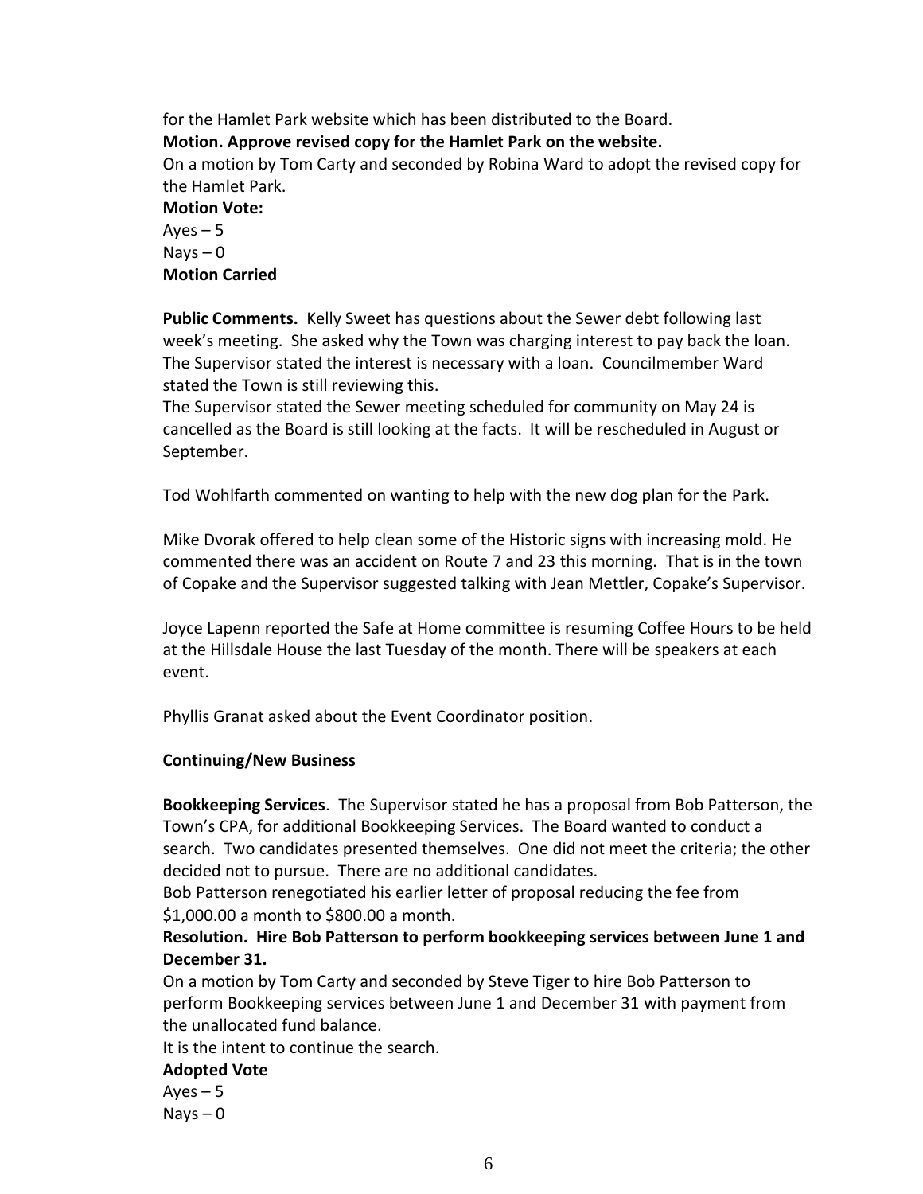for the Hamlet Park website which has been distributed to the Board.

**Motion. Approve revised copy for the Hamlet Park on the website.**

On a motion by Tom Carty and seconded by Robina Ward to adopt the revised copy for the Hamlet Park.

**Motion Vote:**

Ayes – 5

Nays – 0

**Motion Carried**

**Public Comments.** Kelly Sweet has questions about the Sewer debt following last week's meeting. She asked why the Town was charging interest to pay back the loan. The Supervisor stated the interest is necessary with a loan. Councilmember Ward stated the Town is still reviewing this.

The Supervisor stated the Sewer meeting scheduled for community on May 24 is cancelled as the Board is still looking at the facts. It will be rescheduled in August or September.

Tod Wohlfarth commented on wanting to help with the new dog plan for the Park.

Mike Dvorak offered to help clean some of the Historic signs with increasing mold. He commented there was an accident on Route 7 and 23 this morning. That is in the town of Copake and the Supervisor suggested talking with Jean Mettler, Copake's Supervisor.

Joyce Lapenn reported the Safe at Home committee is resuming Coffee Hours to be held at the Hillsdale House the last Tuesday of the month. There will be speakers at each event.

Phyllis Granat asked about the Event Coordinator position.

**Continuing/New Business**

**Bookkeeping Services**. The Supervisor stated he has a proposal from Bob Patterson, the Town's CPA, for additional Bookkeeping Services. The Board wanted to conduct a search. Two candidates presented themselves. One did not meet the criteria; the other decided not to pursue. There are no additional candidates.

Bob Patterson renegotiated his earlier letter of proposal reducing the fee from $1,000.00 a month to $800.00 a month.

**Resolution. Hire Bob Patterson to perform bookkeeping services between June 1 and December 31.**

On a motion by Tom Carty and seconded by Steve Tiger to hire Bob Patterson to perform Bookkeeping services between June 1 and December 31 with payment from the unallocated fund balance.

It is the intent to continue the search.

**Adopted Vote**

Ayes – 5

Nays – 0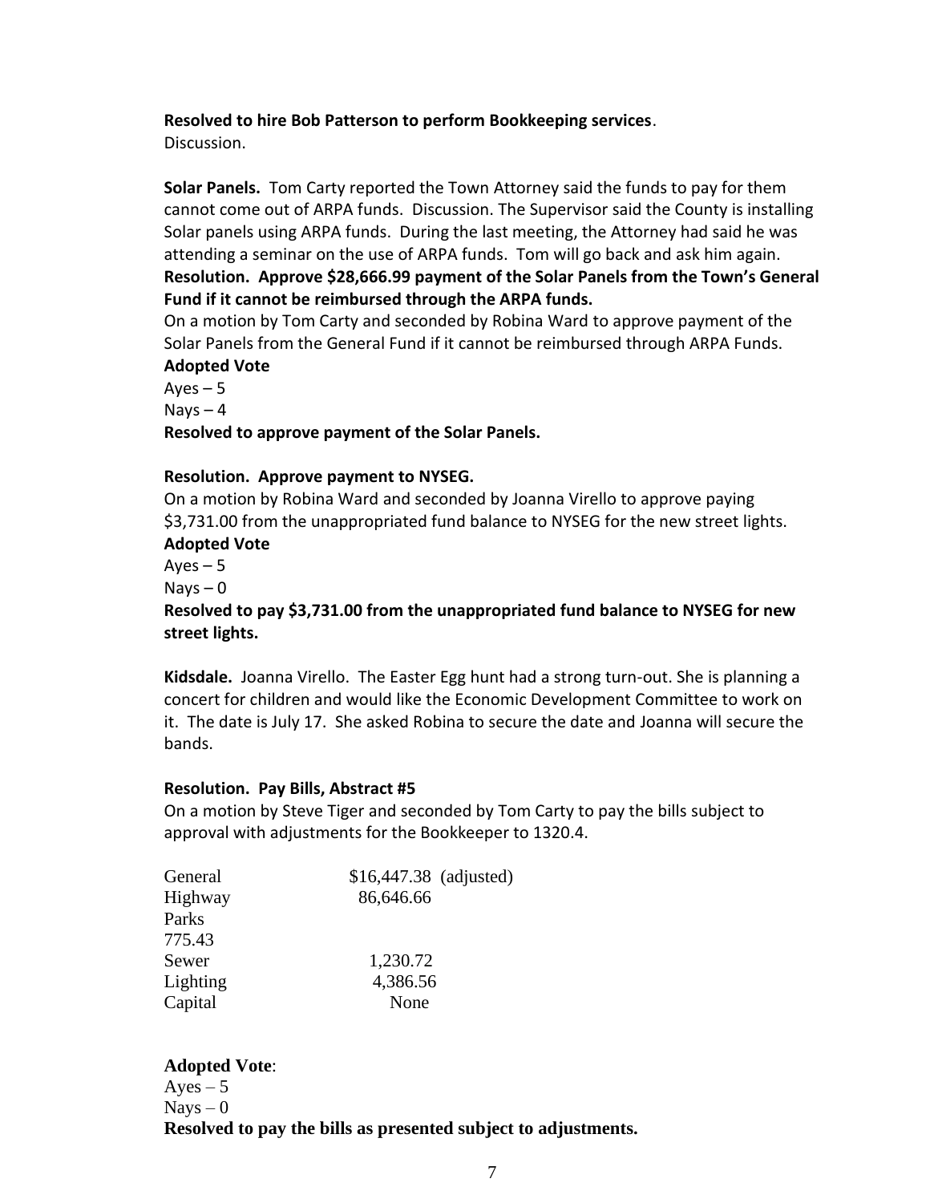**Resolved to hire Bob Patterson to perform Bookkeeping services**.
Discussion.

**Solar Panels.** Tom Carty reported the Town Attorney said the funds to pay for them cannot come out of ARPA funds. Discussion. The Supervisor said the County is installing Solar panels using ARPA funds. During the last meeting, the Attorney had said he was attending a seminar on the use of ARPA funds. Tom will go back and ask him again.
**Resolution. Approve $28,666.99 payment of the Solar Panels from the Town's General Fund if it cannot be reimbursed through the ARPA funds.**
On a motion by Tom Carty and seconded by Robina Ward to approve payment of the Solar Panels from the General Fund if it cannot be reimbursed through ARPA Funds.
**Adopted Vote**
Ayes – 5
Nays – 4
**Resolved to approve payment of the Solar Panels.**

**Resolution. Approve payment to NYSEG.**
On a motion by Robina Ward and seconded by Joanna Virello to approve paying $3,731.00 from the unappropriated fund balance to NYSEG for the new street lights.
**Adopted Vote**
Ayes – 5
Nays – 0
**Resolved to pay $3,731.00 from the unappropriated fund balance to NYSEG for new street lights.**

**Kidsdale.** Joanna Virello. The Easter Egg hunt had a strong turn-out. She is planning a concert for children and would like the Economic Development Committee to work on it. The date is July 17. She asked Robina to secure the date and Joanna will secure the bands.

**Resolution. Pay Bills, Abstract #5**
On a motion by Steve Tiger and seconded by Tom Carty to pay the bills subject to approval with adjustments for the Bookkeeper to 1320.4.

| | |
|---|---|
| General | $16,447.38 (adjusted) |
| Highway | 86,646.66 |
| Parks | 775.43 |
| Sewer | 1,230.72 |
| Lighting | 4,386.56 |
| Capital | None |

**Adopted Vote**:
Ayes – 5
Nays – 0
**Resolved to pay the bills as presented subject to adjustments.**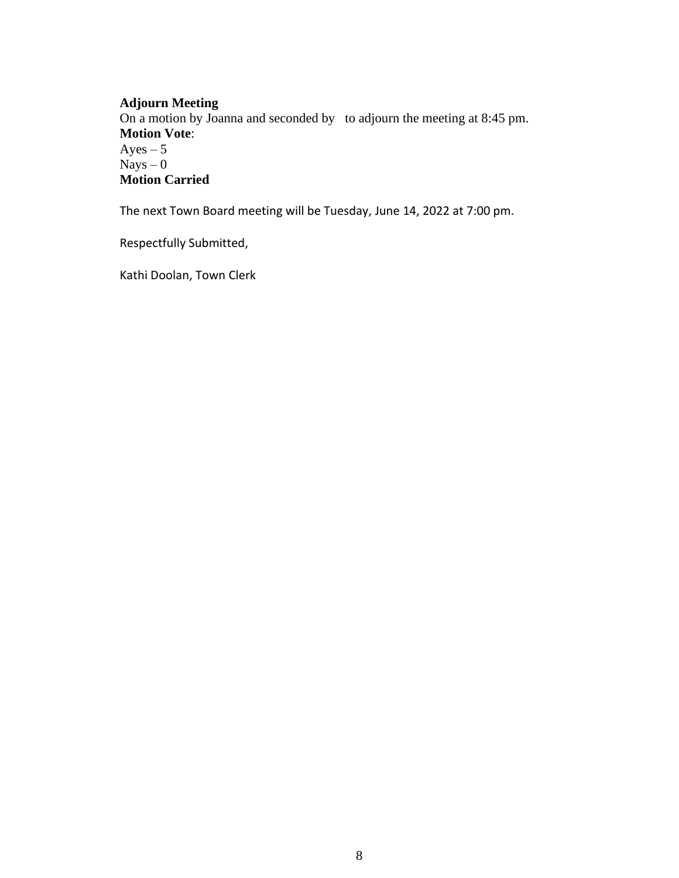**Adjourn Meeting**
On a motion by Joanna and seconded by   to adjourn the meeting at 8:45 pm.
**Motion Vote**:
Ayes – 5
Nays – 0
**Motion Carried**

The next Town Board meeting will be Tuesday, June 14, 2022 at 7:00 pm.

Respectfully Submitted,

Kathi Doolan, Town Clerk